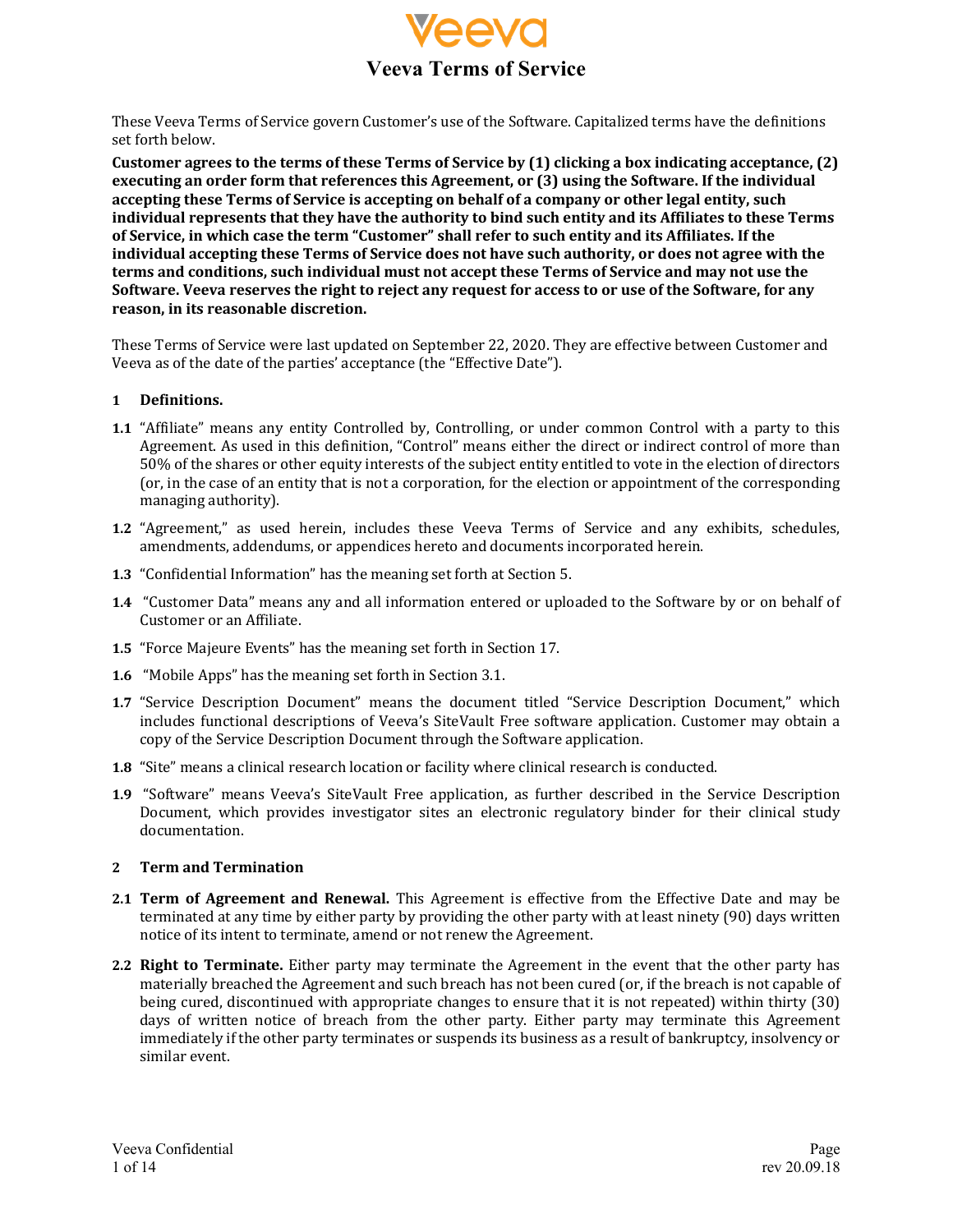# Veeva Terms of Service

These Veeva Terms of Service govern Customer's use of the Software. Capitalized terms have the definitions set forth below.

**Customer agrees to the terms of these Terms of Service by (1) clicking a box indicating acceptance, (2) executing an order form that references this Agreement, or (3) using the Software. If the individual accepting these Terms of Service is accepting on behalf of a company or other legal entity, such individual represents that they have the authority to bind such entity and its Affiliates to these Terms of Service, in which case the term "Customer" shall refer to such entity and its Affiliates. If the individual accepting these Terms of Service does not have such authority, or does not agree with the terms and conditions, such individual must not accept these Terms of Service and may not use the Software. Veeva reserves the right to reject any request for access to or use of the Software, for any reason, in its reasonable discretion.**

These Terms of Service were last updated on September 22, 2020. They are effective between Customer and Veeva as of the date of the parties' acceptance (the "Effective Date").

## 1 Definitions.

**1.1** "Affiliate" means any entity Controlled by, Controlling, or under common Control with a party to this Agreement. As used in this definition, "Control" means either the direct or indirect control of more than 50% of the shares or other equity interests of the subject entity entitled to vote in the election of directors (or, in the case of an entity that is not a corporation, for the election or appointment of the corresponding managing authority).

**1.2** "Agreement," as used herein, includes these Veeva Terms of Service and any exhibits, schedules, amendments, addendums, or appendices hereto and documents incorporated herein.

**1.3** "Confidential Information" has the meaning set forth at Section 5.

**1.4** "Customer Data" means any and all information entered or uploaded to the Software by or on behalf of Customer or an Affiliate.

**1.5** "Force Majeure Events" has the meaning set forth in Section 17.

**1.6** "Mobile Apps" has the meaning set forth in Section 3.1.

**1.7** "Service Description Document" means the document titled "Service Description Document," which includes functional descriptions of Veeva's SiteVault Free software application. Customer may obtain a copy of the Service Description Document through the Software application.

**1.8** "Site" means a clinical research location or facility where clinical research is conducted.

**1.9** "Software" means Veeva's SiteVault Free application, as further described in the Service Description Document, which provides investigator sites an electronic regulatory binder for their clinical study documentation.

## 2 Term and Termination

**2.1 Term of Agreement and Renewal.** This Agreement is effective from the Effective Date and may be terminated at any time by either party by providing the other party with at least ninety (90) days written notice of its intent to terminate, amend or not renew the Agreement.

**2.2 Right to Terminate.** Either party may terminate the Agreement in the event that the other party has materially breached the Agreement and such breach has not been cured (or, if the breach is not capable of being cured, discontinued with appropriate changes to ensure that it is not repeated) within thirty (30) days of written notice of breach from the other party. Either party may terminate this Agreement immediately if the other party terminates or suspends its business as a result of bankruptcy, insolvency or similar event.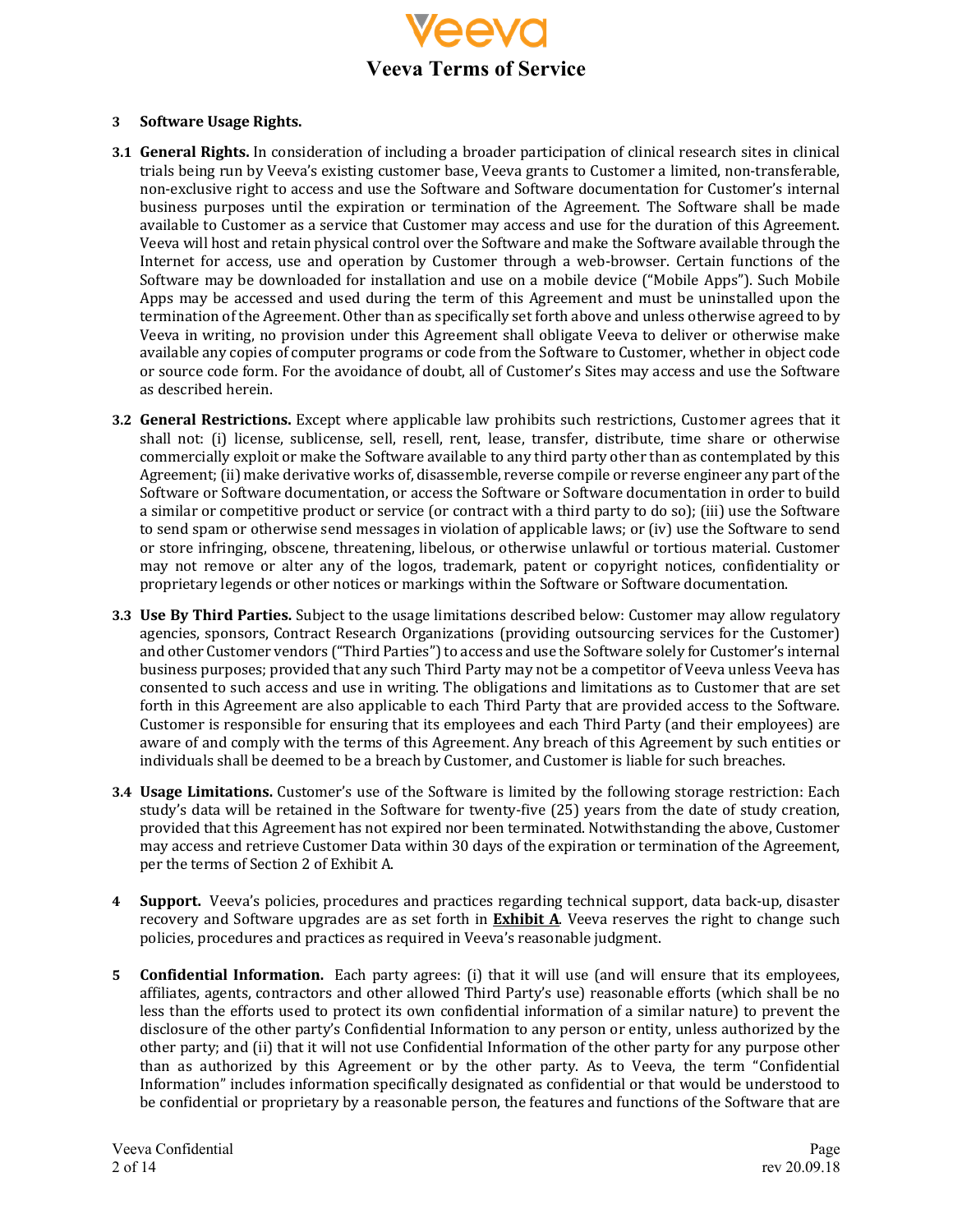**3 Software Usage Rights.**

**3.1 General Rights.** In consideration of including a broader participation of clinical research sites in clinical trials being run by Veeva's existing customer base, Veeva grants to Customer a limited, non-transferable, non-exclusive right to access and use the Software and Software documentation for Customer's internal business purposes until the expiration or termination of the Agreement. The Software shall be made available to Customer as a service that Customer may access and use for the duration of this Agreement. Veeva will host and retain physical control over the Software and make the Software available through the Internet for access, use and operation by Customer through a web-browser. Certain functions of the Software may be downloaded for installation and use on a mobile device ("Mobile Apps"). Such Mobile Apps may be accessed and used during the term of this Agreement and must be uninstalled upon the termination of the Agreement. Other than as specifically set forth above and unless otherwise agreed to by Veeva in writing, no provision under this Agreement shall obligate Veeva to deliver or otherwise make available any copies of computer programs or code from the Software to Customer, whether in object code or source code form. For the avoidance of doubt, all of Customer's Sites may access and use the Software as described herein.

**3.2 General Restrictions.** Except where applicable law prohibits such restrictions, Customer agrees that it shall not: (i) license, sublicense, sell, resell, rent, lease, transfer, distribute, time share or otherwise commercially exploit or make the Software available to any third party other than as contemplated by this Agreement; (ii) make derivative works of, disassemble, reverse compile or reverse engineer any part of the Software or Software documentation, or access the Software or Software documentation in order to build a similar or competitive product or service (or contract with a third party to do so); (iii) use the Software to send spam or otherwise send messages in violation of applicable laws; or (iv) use the Software to send or store infringing, obscene, threatening, libelous, or otherwise unlawful or tortious material. Customer may not remove or alter any of the logos, trademark, patent or copyright notices, confidentiality or proprietary legends or other notices or markings within the Software or Software documentation.

**3.3 Use By Third Parties.** Subject to the usage limitations described below: Customer may allow regulatory agencies, sponsors, Contract Research Organizations (providing outsourcing services for the Customer) and other Customer vendors ("Third Parties") to access and use the Software solely for Customer's internal business purposes; provided that any such Third Party may not be a competitor of Veeva unless Veeva has consented to such access and use in writing. The obligations and limitations as to Customer that are set forth in this Agreement are also applicable to each Third Party that are provided access to the Software. Customer is responsible for ensuring that its employees and each Third Party (and their employees) are aware of and comply with the terms of this Agreement. Any breach of this Agreement by such entities or individuals shall be deemed to be a breach by Customer, and Customer is liable for such breaches.

**3.4 Usage Limitations.** Customer's use of the Software is limited by the following storage restriction: Each study's data will be retained in the Software for twenty-five (25) years from the date of study creation, provided that this Agreement has not expired nor been terminated. Notwithstanding the above, Customer may access and retrieve Customer Data within 30 days of the expiration or termination of the Agreement, per the terms of Section 2 of Exhibit A.

**4 Support.** Veeva's policies, procedures and practices regarding technical support, data back-up, disaster recovery and Software upgrades are as set forth in **Exhibit A**. Veeva reserves the right to change such policies, procedures and practices as required in Veeva's reasonable judgment.

**5 Confidential Information.** Each party agrees: (i) that it will use (and will ensure that its employees, affiliates, agents, contractors and other allowed Third Party's use) reasonable efforts (which shall be no less than the efforts used to protect its own confidential information of a similar nature) to prevent the disclosure of the other party's Confidential Information to any person or entity, unless authorized by the other party; and (ii) that it will not use Confidential Information of the other party for any purpose other than as authorized by this Agreement or by the other party. As to Veeva, the term "Confidential Information" includes information specifically designated as confidential or that would be understood to be confidential or proprietary by a reasonable person, the features and functions of the Software that are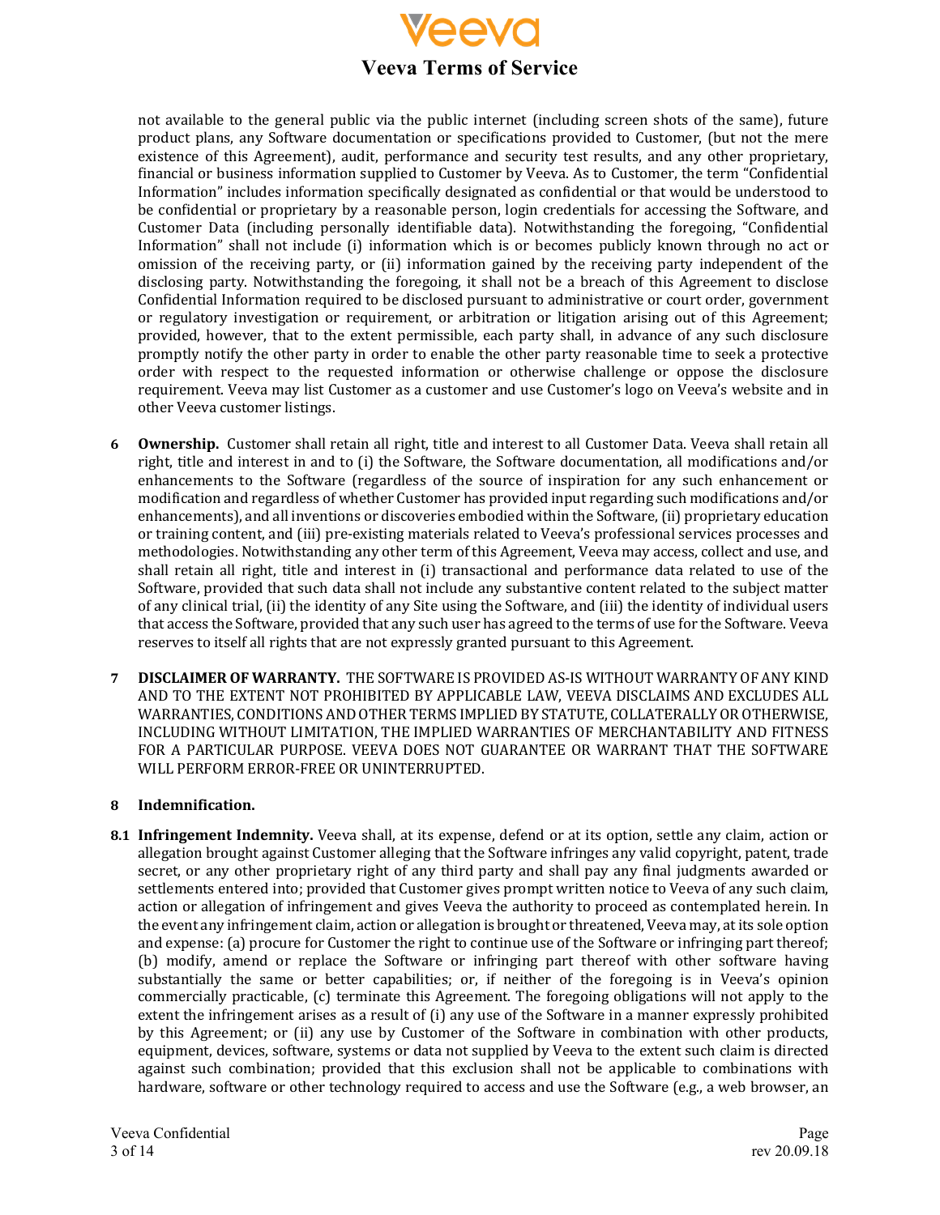not available to the general public via the public internet (including screen shots of the same), future product plans, any Software documentation or specifications provided to Customer, (but not the mere existence of this Agreement), audit, performance and security test results, and any other proprietary, financial or business information supplied to Customer by Veeva. As to Customer, the term "Confidential Information" includes information specifically designated as confidential or that would be understood to be confidential or proprietary by a reasonable person, login credentials for accessing the Software, and Customer Data (including personally identifiable data). Notwithstanding the foregoing, "Confidential Information" shall not include (i) information which is or becomes publicly known through no act or omission of the receiving party, or (ii) information gained by the receiving party independent of the disclosing party. Notwithstanding the foregoing, it shall not be a breach of this Agreement to disclose Confidential Information required to be disclosed pursuant to administrative or court order, government or regulatory investigation or requirement, or arbitration or litigation arising out of this Agreement; provided, however, that to the extent permissible, each party shall, in advance of any such disclosure promptly notify the other party in order to enable the other party reasonable time to seek a protective order with respect to the requested information or otherwise challenge or oppose the disclosure requirement. Veeva may list Customer as a customer and use Customer's logo on Veeva's website and in other Veeva customer listings.

**6 Ownership.** Customer shall retain all right, title and interest to all Customer Data. Veeva shall retain all right, title and interest in and to (i) the Software, the Software documentation, all modifications and/or enhancements to the Software (regardless of the source of inspiration for any such enhancement or modification and regardless of whether Customer has provided input regarding such modifications and/or enhancements), and all inventions or discoveries embodied within the Software, (ii) proprietary education or training content, and (iii) pre-existing materials related to Veeva's professional services processes and methodologies. Notwithstanding any other term of this Agreement, Veeva may access, collect and use, and shall retain all right, title and interest in (i) transactional and performance data related to use of the Software, provided that such data shall not include any substantive content related to the subject matter of any clinical trial, (ii) the identity of any Site using the Software, and (iii) the identity of individual users that access the Software, provided that any such user has agreed to the terms of use for the Software. Veeva reserves to itself all rights that are not expressly granted pursuant to this Agreement.

**7 DISCLAIMER OF WARRANTY.** THE SOFTWARE IS PROVIDED AS-IS WITHOUT WARRANTY OF ANY KIND AND TO THE EXTENT NOT PROHIBITED BY APPLICABLE LAW, VEEVA DISCLAIMS AND EXCLUDES ALL WARRANTIES, CONDITIONS AND OTHER TERMS IMPLIED BY STATUTE, COLLATERALLY OR OTHERWISE, INCLUDING WITHOUT LIMITATION, THE IMPLIED WARRANTIES OF MERCHANTABILITY AND FITNESS FOR A PARTICULAR PURPOSE. VEEVA DOES NOT GUARANTEE OR WARRANT THAT THE SOFTWARE WILL PERFORM ERROR-FREE OR UNINTERRUPTED.

**8 Indemnification.**

**8.1 Infringement Indemnity.** Veeva shall, at its expense, defend or at its option, settle any claim, action or allegation brought against Customer alleging that the Software infringes any valid copyright, patent, trade secret, or any other proprietary right of any third party and shall pay any final judgments awarded or settlements entered into; provided that Customer gives prompt written notice to Veeva of any such claim, action or allegation of infringement and gives Veeva the authority to proceed as contemplated herein. In the event any infringement claim, action or allegation is brought or threatened, Veeva may, at its sole option and expense: (a) procure for Customer the right to continue use of the Software or infringing part thereof; (b) modify, amend or replace the Software or infringing part thereof with other software having substantially the same or better capabilities; or, if neither of the foregoing is in Veeva's opinion commercially practicable, (c) terminate this Agreement. The foregoing obligations will not apply to the extent the infringement arises as a result of (i) any use of the Software in a manner expressly prohibited by this Agreement; or (ii) any use by Customer of the Software in combination with other products, equipment, devices, software, systems or data not supplied by Veeva to the extent such claim is directed against such combination; provided that this exclusion shall not be applicable to combinations with hardware, software or other technology required to access and use the Software (e.g., a web browser, an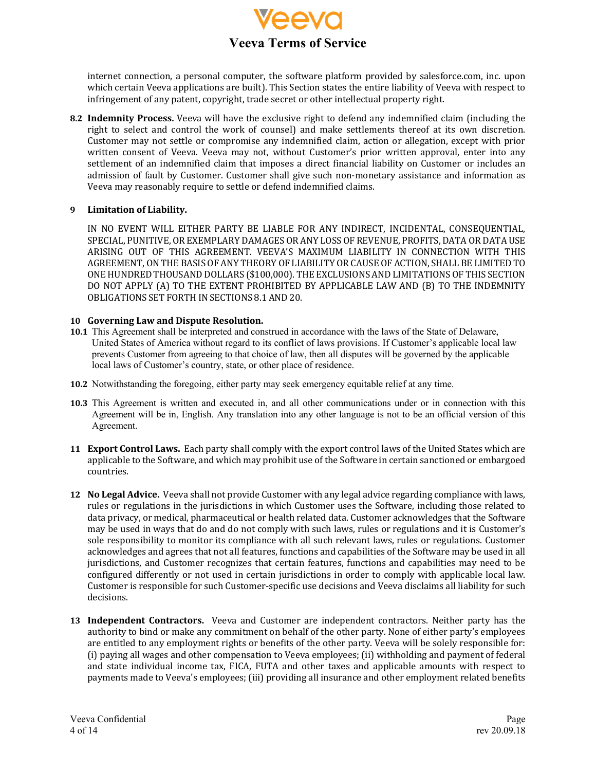internet connection, a personal computer, the software platform provided by salesforce.com, inc. upon which certain Veeva applications are built). This Section states the entire liability of Veeva with respect to infringement of any patent, copyright, trade secret or other intellectual property right.

**8.2 Indemnity Process.** Veeva will have the exclusive right to defend any indemnified claim (including the right to select and control the work of counsel) and make settlements thereof at its own discretion. Customer may not settle or compromise any indemnified claim, action or allegation, except with prior written consent of Veeva. Veeva may not, without Customer's prior written approval, enter into any settlement of an indemnified claim that imposes a direct financial liability on Customer or includes an admission of fault by Customer. Customer shall give such non-monetary assistance and information as Veeva may reasonably require to settle or defend indemnified claims.

**9 Limitation of Liability.**

IN NO EVENT WILL EITHER PARTY BE LIABLE FOR ANY INDIRECT, INCIDENTAL, CONSEQUENTIAL, SPECIAL, PUNITIVE, OR EXEMPLARY DAMAGES OR ANY LOSS OF REVENUE, PROFITS, DATA OR DATA USE ARISING OUT OF THIS AGREEMENT. VEEVA'S MAXIMUM LIABILITY IN CONNECTION WITH THIS AGREEMENT, ON THE BASIS OF ANY THEORY OF LIABILITY OR CAUSE OF ACTION, SHALL BE LIMITED TO ONE HUNDRED THOUSAND DOLLARS ($100,000). THE EXCLUSIONS AND LIMITATIONS OF THIS SECTION DO NOT APPLY (A) TO THE EXTENT PROHIBITED BY APPLICABLE LAW AND (B) TO THE INDEMNITY OBLIGATIONS SET FORTH IN SECTIONS 8.1 AND 20.

**10 Governing Law and Dispute Resolution.**

**10.1** This Agreement shall be interpreted and construed in accordance with the laws of the State of Delaware, United States of America without regard to its conflict of laws provisions. If Customer's applicable local law prevents Customer from agreeing to that choice of law, then all disputes will be governed by the applicable local laws of Customer's country, state, or other place of residence.

**10.2** Notwithstanding the foregoing, either party may seek emergency equitable relief at any time.

**10.3** This Agreement is written and executed in, and all other communications under or in connection with this Agreement will be in, English. Any translation into any other language is not to be an official version of this Agreement.

**11 Export Control Laws.** Each party shall comply with the export control laws of the United States which are applicable to the Software, and which may prohibit use of the Software in certain sanctioned or embargoed countries.

**12 No Legal Advice.** Veeva shall not provide Customer with any legal advice regarding compliance with laws, rules or regulations in the jurisdictions in which Customer uses the Software, including those related to data privacy, or medical, pharmaceutical or health related data. Customer acknowledges that the Software may be used in ways that do and do not comply with such laws, rules or regulations and it is Customer's sole responsibility to monitor its compliance with all such relevant laws, rules or regulations. Customer acknowledges and agrees that not all features, functions and capabilities of the Software may be used in all jurisdictions, and Customer recognizes that certain features, functions and capabilities may need to be configured differently or not used in certain jurisdictions in order to comply with applicable local law. Customer is responsible for such Customer-specific use decisions and Veeva disclaims all liability for such decisions.

**13 Independent Contractors.** Veeva and Customer are independent contractors. Neither party has the authority to bind or make any commitment on behalf of the other party. None of either party's employees are entitled to any employment rights or benefits of the other party. Veeva will be solely responsible for: (i) paying all wages and other compensation to Veeva employees; (ii) withholding and payment of federal and state individual income tax, FICA, FUTA and other taxes and applicable amounts with respect to payments made to Veeva's employees; (iii) providing all insurance and other employment related benefits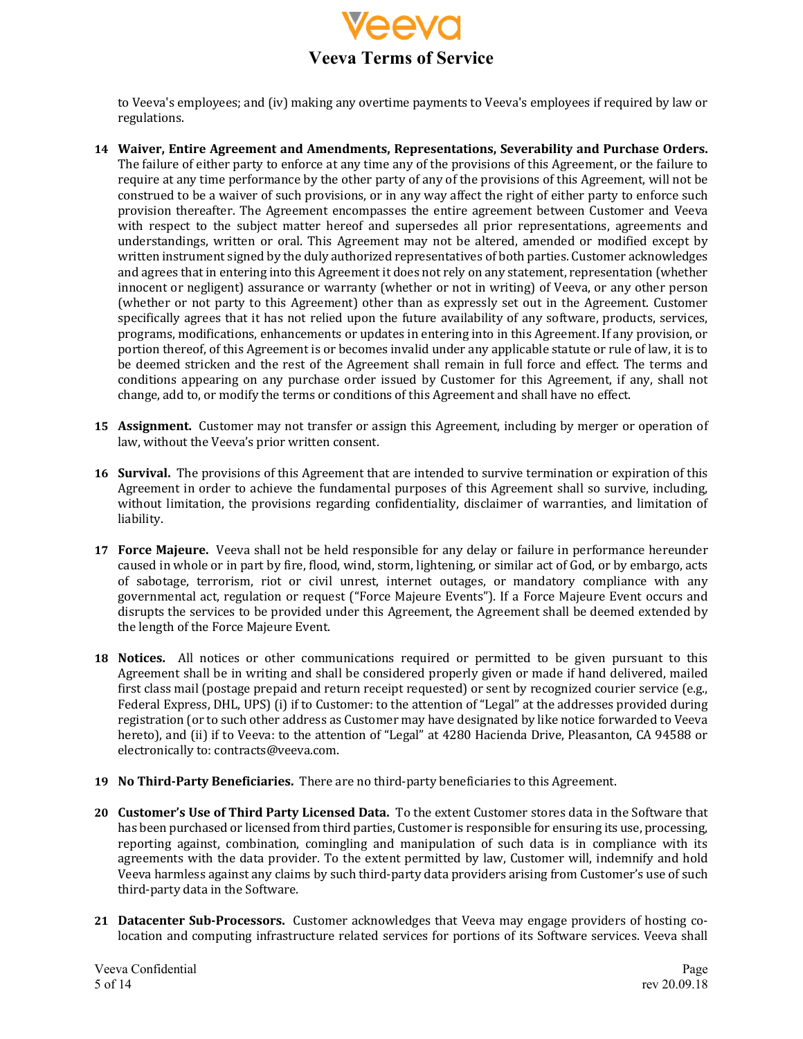to Veeva's employees; and (iv) making any overtime payments to Veeva's employees if required by law or regulations.

**14 Waiver, Entire Agreement and Amendments, Representations, Severability and Purchase Orders.** The failure of either party to enforce at any time any of the provisions of this Agreement, or the failure to require at any time performance by the other party of any of the provisions of this Agreement, will not be construed to be a waiver of such provisions, or in any way affect the right of either party to enforce such provision thereafter. The Agreement encompasses the entire agreement between Customer and Veeva with respect to the subject matter hereof and supersedes all prior representations, agreements and understandings, written or oral. This Agreement may not be altered, amended or modified except by written instrument signed by the duly authorized representatives of both parties. Customer acknowledges and agrees that in entering into this Agreement it does not rely on any statement, representation (whether innocent or negligent) assurance or warranty (whether or not in writing) of Veeva, or any other person (whether or not party to this Agreement) other than as expressly set out in the Agreement. Customer specifically agrees that it has not relied upon the future availability of any software, products, services, programs, modifications, enhancements or updates in entering into this Agreement. If any provision, or portion thereof, of this Agreement is or becomes invalid under any applicable statute or rule of law, it is to be deemed stricken and the rest of the Agreement shall remain in full force and effect. The terms and conditions appearing on any purchase order issued by Customer for this Agreement, if any, shall not change, add to, or modify the terms or conditions of this Agreement and shall have no effect.

**15 Assignment.** Customer may not transfer or assign this Agreement, including by merger or operation of law, without the Veeva's prior written consent.

**16 Survival.** The provisions of this Agreement that are intended to survive termination or expiration of this Agreement in order to achieve the fundamental purposes of this Agreement shall so survive, including, without limitation, the provisions regarding confidentiality, disclaimer of warranties, and limitation of liability.

**17 Force Majeure.** Veeva shall not be held responsible for any delay or failure in performance hereunder caused in whole or in part by fire, flood, wind, storm, lightening, or similar act of God, or by embargo, acts of sabotage, terrorism, riot or civil unrest, internet outages, or mandatory compliance with any governmental act, regulation or request ("Force Majeure Events"). If a Force Majeure Event occurs and disrupts the services to be provided under this Agreement, the Agreement shall be deemed extended by the length of the Force Majeure Event.

**18 Notices.** All notices or other communications required or permitted to be given pursuant to this Agreement shall be in writing and shall be considered properly given or made if hand delivered, mailed first class mail (postage prepaid and return receipt requested) or sent by recognized courier service (e.g., Federal Express, DHL, UPS) (i) if to Customer: to the attention of "Legal" at the addresses provided during registration (or to such other address as Customer may have designated by like notice forwarded to Veeva hereto), and (ii) if to Veeva: to the attention of "Legal" at 4280 Hacienda Drive, Pleasanton, CA 94588 or electronically to: contracts@veeva.com.

**19 No Third-Party Beneficiaries.** There are no third-party beneficiaries to this Agreement.

**20 Customer's Use of Third Party Licensed Data.** To the extent Customer stores data in the Software that has been purchased or licensed from third parties, Customer is responsible for ensuring its use, processing, reporting against, combination, comingling and manipulation of such data is in compliance with its agreements with the data provider. To the extent permitted by law, Customer will, indemnify and hold Veeva harmless against any claims by such third-party data providers arising from Customer's use of such third-party data in the Software.

**21 Datacenter Sub-Processors.** Customer acknowledges that Veeva may engage providers of hosting co-location and computing infrastructure related services for portions of its Software services. Veeva shall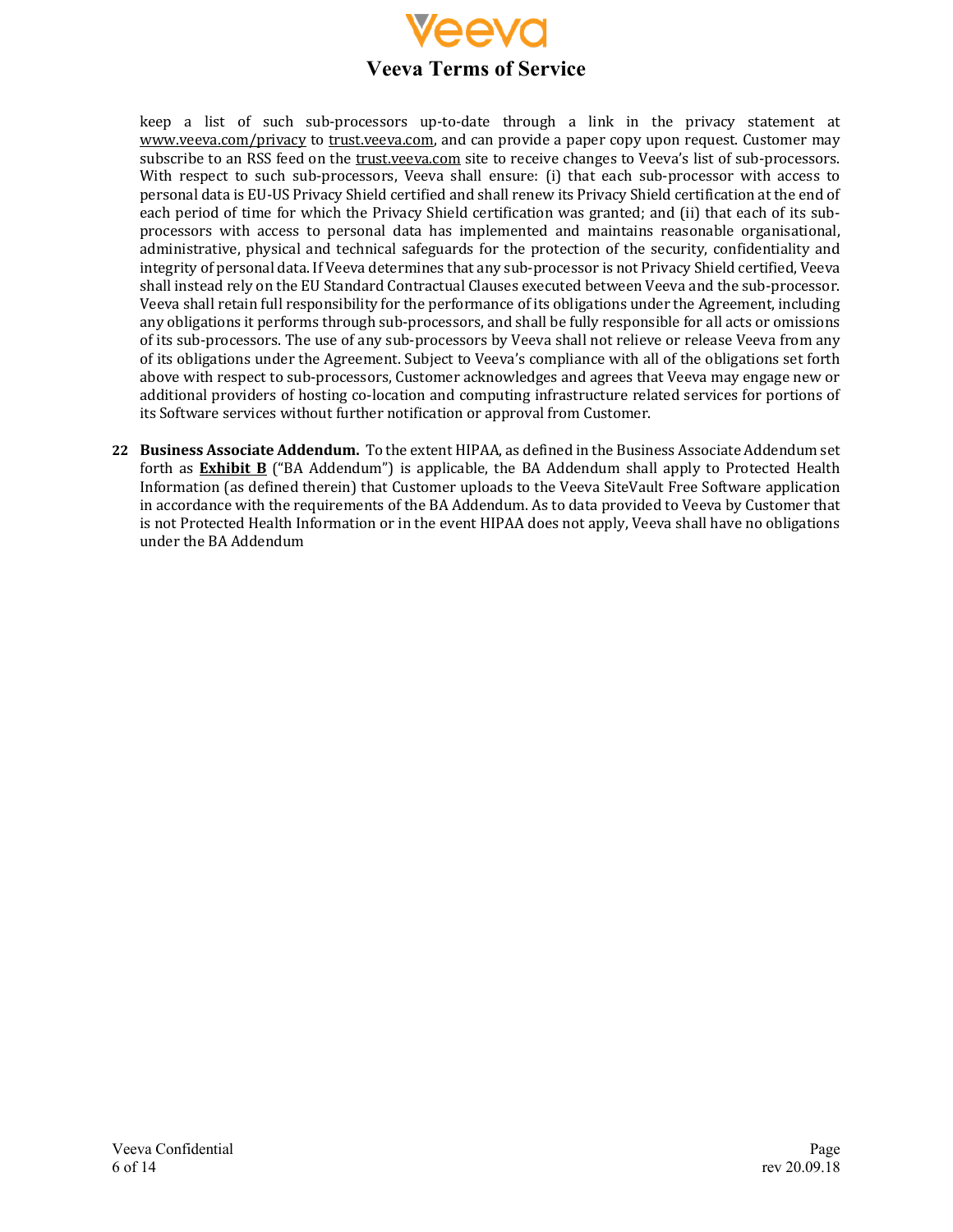keep a list of such sub-processors up-to-date through a link in the privacy statement at www.veeva.com/privacy to trust.veeva.com, and can provide a paper copy upon request. Customer may subscribe to an RSS feed on the trust.veeva.com site to receive changes to Veeva's list of sub-processors. With respect to such sub-processors, Veeva shall ensure: (i) that each sub-processor with access to personal data is EU-US Privacy Shield certified and shall renew its Privacy Shield certification at the end of each period of time for which the Privacy Shield certification was granted; and (ii) that each of its sub-processors with access to personal data has implemented and maintains reasonable organisational, administrative, physical and technical safeguards for the protection of the security, confidentiality and integrity of personal data. If Veeva determines that any sub-processor is not Privacy Shield certified, Veeva shall instead rely on the EU Standard Contractual Clauses executed between Veeva and the sub-processor. Veeva shall retain full responsibility for the performance of its obligations under the Agreement, including any obligations it performs through sub-processors, and shall be fully responsible for all acts or omissions of its sub-processors. The use of any sub-processors by Veeva shall not relieve or release Veeva from any of its obligations under the Agreement. Subject to Veeva's compliance with all of the obligations set forth above with respect to sub-processors, Customer acknowledges and agrees that Veeva may engage new or additional providers of hosting co-location and computing infrastructure related services for portions of its Software services without further notification or approval from Customer.

**22 Business Associate Addendum.** To the extent HIPAA, as defined in the Business Associate Addendum set forth as **Exhibit B** ("BA Addendum") is applicable, the BA Addendum shall apply to Protected Health Information (as defined therein) that Customer uploads to the Veeva SiteVault Free Software application in accordance with the requirements of the BA Addendum. As to data provided to Veeva by Customer that is not Protected Health Information or in the event HIPAA does not apply, Veeva shall have no obligations under the BA Addendum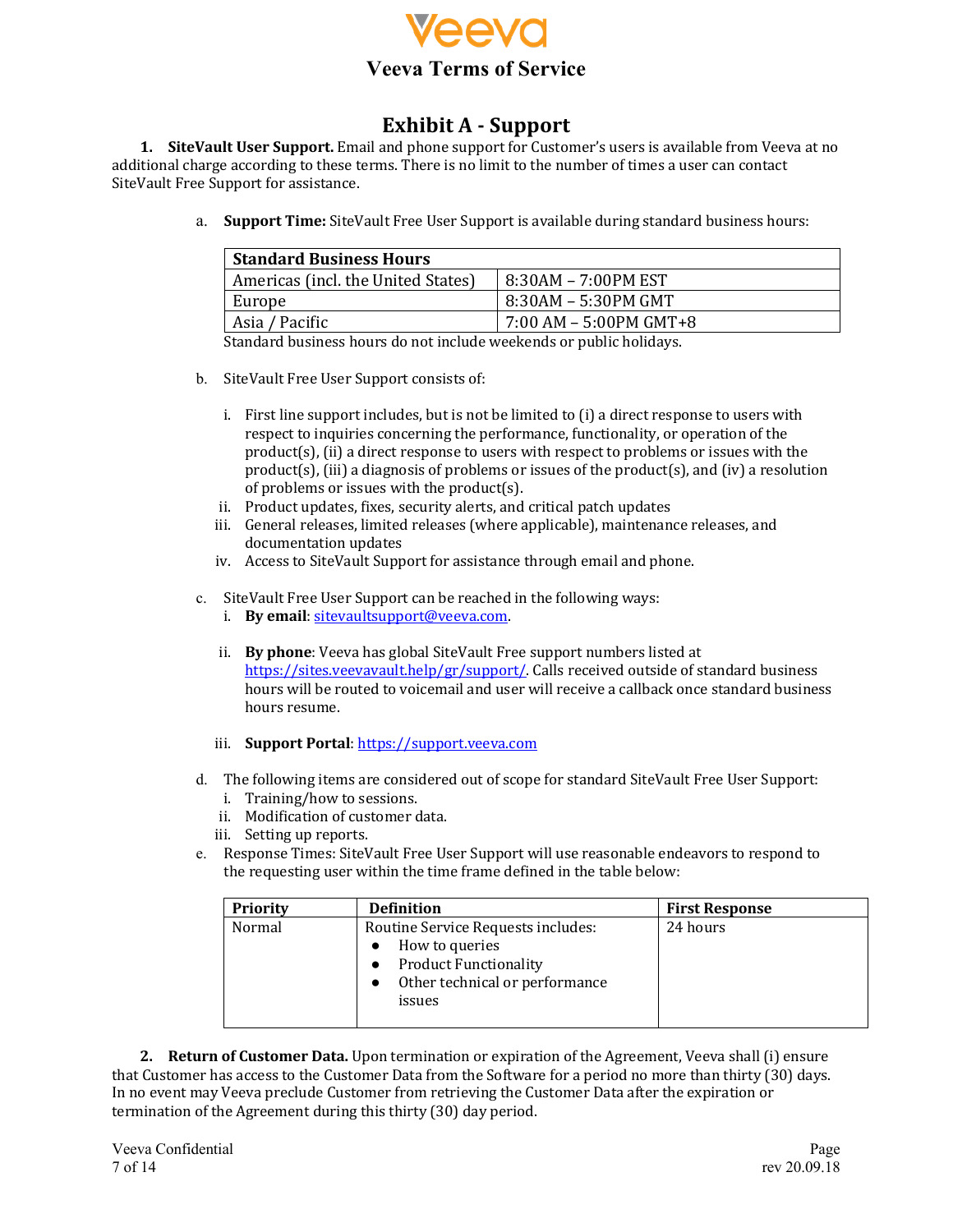# Exhibit A - Support

**1. SiteVault User Support.** Email and phone support for Customer's users is available from Veeva at no additional charge according to these terms. There is no limit to the number of times a user can contact SiteVault Free Support for assistance.

a. **Support Time:** SiteVault Free User Support is available during standard business hours:

| Standard Business Hours | |
|---|---|
| Americas (incl. the United States) | 8:30AM – 7:00PM EST |
| Europe | 8:30AM – 5:30PM GMT |
| Asia / Pacific | 7:00 AM – 5:00PM GMT+8 |

Standard business hours do not include weekends or public holidays.

b. SiteVault Free User Support consists of:

i. First line support includes, but is not be limited to (i) a direct response to users with respect to inquiries concerning the performance, functionality, or operation of the product(s), (ii) a direct response to users with respect to problems or issues with the product(s), (iii) a diagnosis of problems or issues of the product(s), and (iv) a resolution of problems or issues with the product(s).

ii. Product updates, fixes, security alerts, and critical patch updates

iii. General releases, limited releases (where applicable), maintenance releases, and documentation updates

iv. Access to SiteVault Support for assistance through email and phone.

c. SiteVault Free User Support can be reached in the following ways:

i. **By email**: sitevaultsupport@veeva.com.

ii. **By phone**: Veeva has global SiteVault Free support numbers listed at https://sites.veevavault.help/gr/support/. Calls received outside of standard business hours will be routed to voicemail and user will receive a callback once standard business hours resume.

iii. **Support Portal**: https://support.veeva.com

d. The following items are considered out of scope for standard SiteVault Free User Support:

i. Training/how to sessions.

ii. Modification of customer data.

iii. Setting up reports.

e. Response Times: SiteVault Free User Support will use reasonable endeavors to respond to the requesting user within the time frame defined in the table below:

| Priority | Definition | First Response |
|---|---|---|
| Normal | Routine Service Requests includes:<br>• How to queries<br>• Product Functionality<br>• Other technical or performance issues | 24 hours |

**2. Return of Customer Data.** Upon termination or expiration of the Agreement, Veeva shall (i) ensure that Customer has access to the Customer Data from the Software for a period no more than thirty (30) days. In no event may Veeva preclude Customer from retrieving the Customer Data after the expiration or termination of the Agreement during this thirty (30) day period.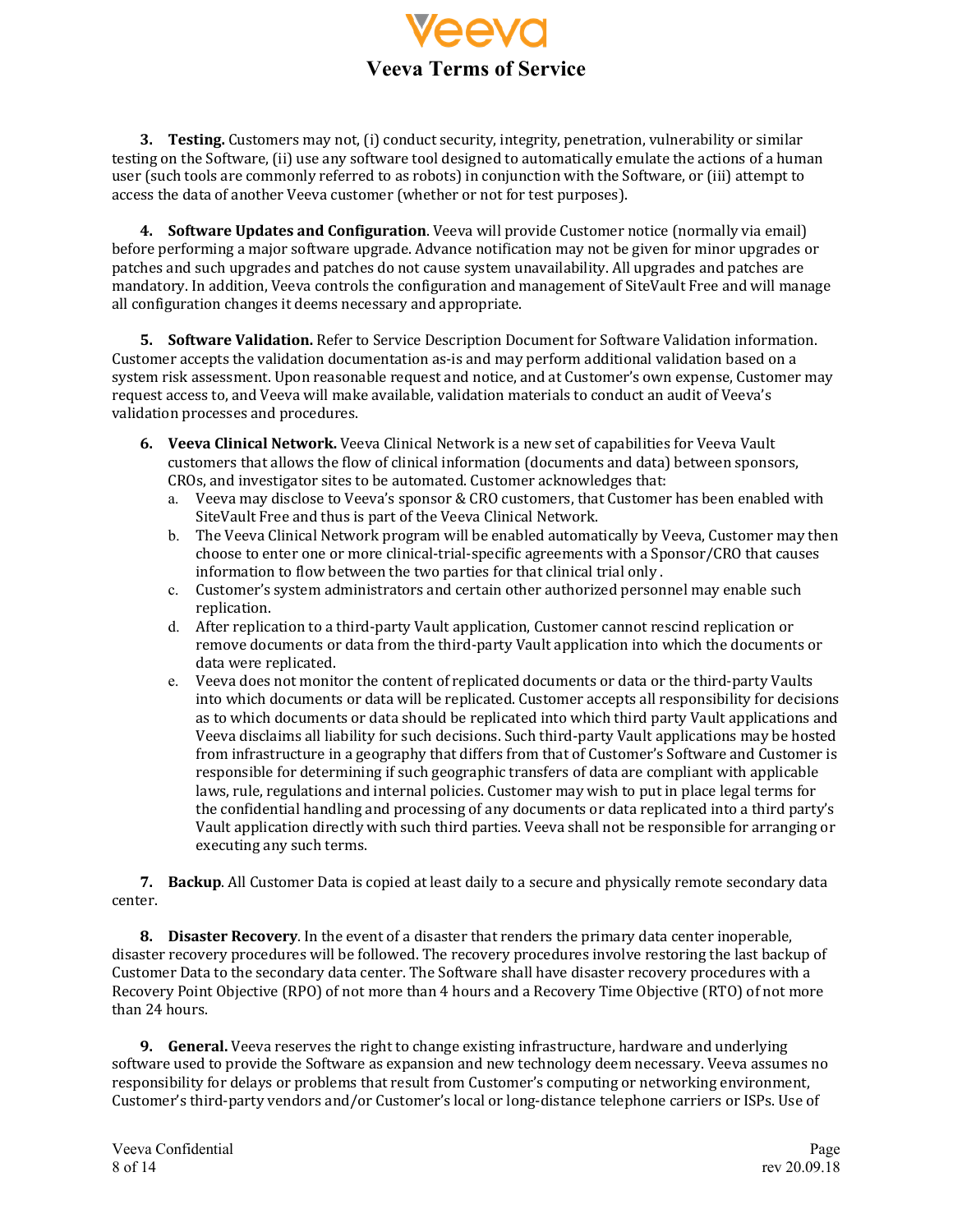**3. Testing.** Customers may not, (i) conduct security, integrity, penetration, vulnerability or similar testing on the Software, (ii) use any software tool designed to automatically emulate the actions of a human user (such tools are commonly referred to as robots) in conjunction with the Software, or (iii) attempt to access the data of another Veeva customer (whether or not for test purposes).

**4. Software Updates and Configuration**. Veeva will provide Customer notice (normally via email) before performing a major software upgrade. Advance notification may not be given for minor upgrades or patches and such upgrades and patches do not cause system unavailability. All upgrades and patches are mandatory. In addition, Veeva controls the configuration and management of SiteVault Free and will manage all configuration changes it deems necessary and appropriate.

**5. Software Validation.** Refer to Service Description Document for Software Validation information. Customer accepts the validation documentation as-is and may perform additional validation based on a system risk assessment. Upon reasonable request and notice, and at Customer's own expense, Customer may request access to, and Veeva will make available, validation materials to conduct an audit of Veeva's validation processes and procedures.

**6. Veeva Clinical Network.** Veeva Clinical Network is a new set of capabilities for Veeva Vault customers that allows the flow of clinical information (documents and data) between sponsors, CROs, and investigator sites to be automated. Customer acknowledges that:

a. Veeva may disclose to Veeva's sponsor & CRO customers, that Customer has been enabled with SiteVault Free and thus is part of the Veeva Clinical Network.
b. The Veeva Clinical Network program will be enabled automatically by Veeva, Customer may then choose to enter one or more clinical-trial-specific agreements with a Sponsor/CRO that causes information to flow between the two parties for that clinical trial only .
c. Customer's system administrators and certain other authorized personnel may enable such replication.
d. After replication to a third-party Vault application, Customer cannot rescind replication or remove documents or data from the third-party Vault application into which the documents or data were replicated.
e. Veeva does not monitor the content of replicated documents or data or the third-party Vaults into which documents or data will be replicated. Customer accepts all responsibility for decisions as to which documents or data should be replicated into which third party Vault applications and Veeva disclaims all liability for such decisions. Such third-party Vault applications may be hosted from infrastructure in a geography that differs from that of Customer's Software and Customer is responsible for determining if such geographic transfers of data are compliant with applicable laws, rule, regulations and internal policies. Customer may wish to put in place legal terms for the confidential handling and processing of any documents or data replicated into a third party's Vault application directly with such third parties. Veeva shall not be responsible for arranging or executing any such terms.

**7. Backup**. All Customer Data is copied at least daily to a secure and physically remote secondary data center.

**8. Disaster Recovery**. In the event of a disaster that renders the primary data center inoperable, disaster recovery procedures will be followed. The recovery procedures involve restoring the last backup of Customer Data to the secondary data center. The Software shall have disaster recovery procedures with a Recovery Point Objective (RPO) of not more than 4 hours and a Recovery Time Objective (RTO) of not more than 24 hours.

**9. General.** Veeva reserves the right to change existing infrastructure, hardware and underlying software used to provide the Software as expansion and new technology deem necessary. Veeva assumes no responsibility for delays or problems that result from Customer's computing or networking environment, Customer's third-party vendors and/or Customer's local or long-distance telephone carriers or ISPs. Use of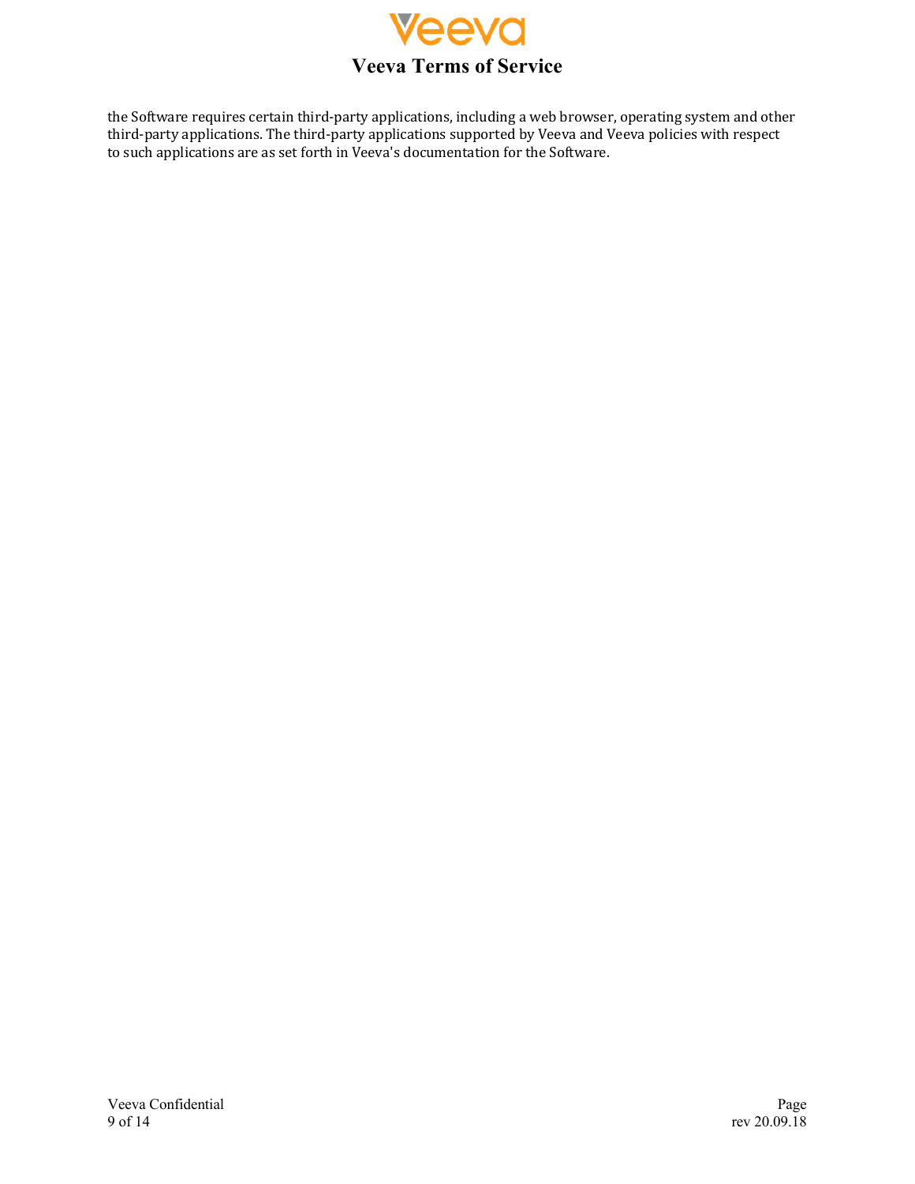the Software requires certain third-party applications, including a web browser, operating system and other third-party applications. The third-party applications supported by Veeva and Veeva policies with respect to such applications are as set forth in Veeva's documentation for the Software.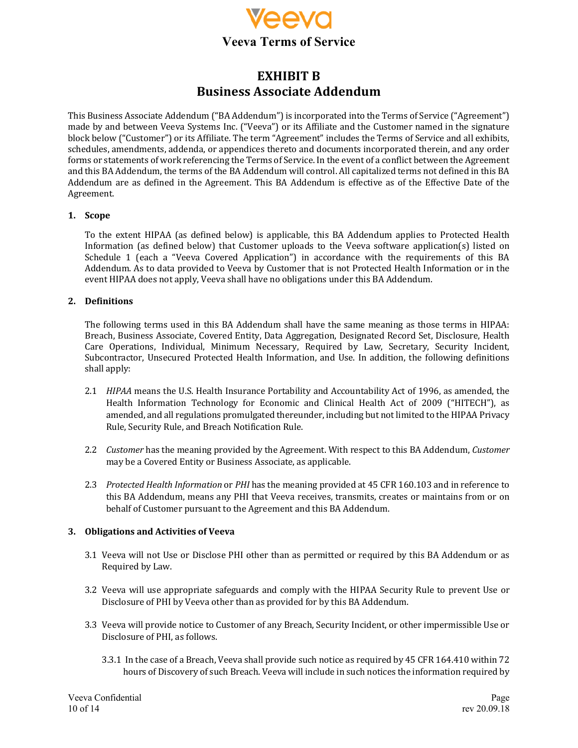# EXHIBIT B
# Business Associate Addendum

This Business Associate Addendum ("BA Addendum") is incorporated into the Terms of Service ("Agreement") made by and between Veeva Systems Inc. ("Veeva") or its Affiliate and the Customer named in the signature block below ("Customer") or its Affiliate. The term "Agreement" includes the Terms of Service and all exhibits, schedules, amendments, addenda, or appendices thereto and documents incorporated therein, and any order forms or statements of work referencing the Terms of Service. In the event of a conflict between the Agreement and this BA Addendum, the terms of the BA Addendum will control. All capitalized terms not defined in this BA Addendum are as defined in the Agreement. This BA Addendum is effective as of the Effective Date of the Agreement.

**1. Scope**

To the extent HIPAA (as defined below) is applicable, this BA Addendum applies to Protected Health Information (as defined below) that Customer uploads to the Veeva software application(s) listed on Schedule 1 (each a "Veeva Covered Application") in accordance with the requirements of this BA Addendum. As to data provided to Veeva by Customer that is not Protected Health Information or in the event HIPAA does not apply, Veeva shall have no obligations under this BA Addendum.

**2. Definitions**

The following terms used in this BA Addendum shall have the same meaning as those terms in HIPAA: Breach, Business Associate, Covered Entity, Data Aggregation, Designated Record Set, Disclosure, Health Care Operations, Individual, Minimum Necessary, Required by Law, Secretary, Security Incident, Subcontractor, Unsecured Protected Health Information, and Use. In addition, the following definitions shall apply:

2.1 *HIPAA* means the U.S. Health Insurance Portability and Accountability Act of 1996, as amended, the Health Information Technology for Economic and Clinical Health Act of 2009 ("HITECH"), as amended, and all regulations promulgated thereunder, including but not limited to the HIPAA Privacy Rule, Security Rule, and Breach Notification Rule.

2.2 *Customer* has the meaning provided by the Agreement. With respect to this BA Addendum, *Customer* may be a Covered Entity or Business Associate, as applicable.

2.3 *Protected Health Information* or *PHI* has the meaning provided at 45 CFR 160.103 and in reference to this BA Addendum, means any PHI that Veeva receives, transmits, creates or maintains from or on behalf of Customer pursuant to the Agreement and this BA Addendum.

**3. Obligations and Activities of Veeva**

3.1 Veeva will not Use or Disclose PHI other than as permitted or required by this BA Addendum or as Required by Law.

3.2 Veeva will use appropriate safeguards and comply with the HIPAA Security Rule to prevent Use or Disclosure of PHI by Veeva other than as provided for by this BA Addendum.

3.3 Veeva will provide notice to Customer of any Breach, Security Incident, or other impermissible Use or Disclosure of PHI, as follows.

3.3.1 In the case of a Breach, Veeva shall provide such notice as required by 45 CFR 164.410 within 72 hours of Discovery of such Breach. Veeva will include in such notices the information required by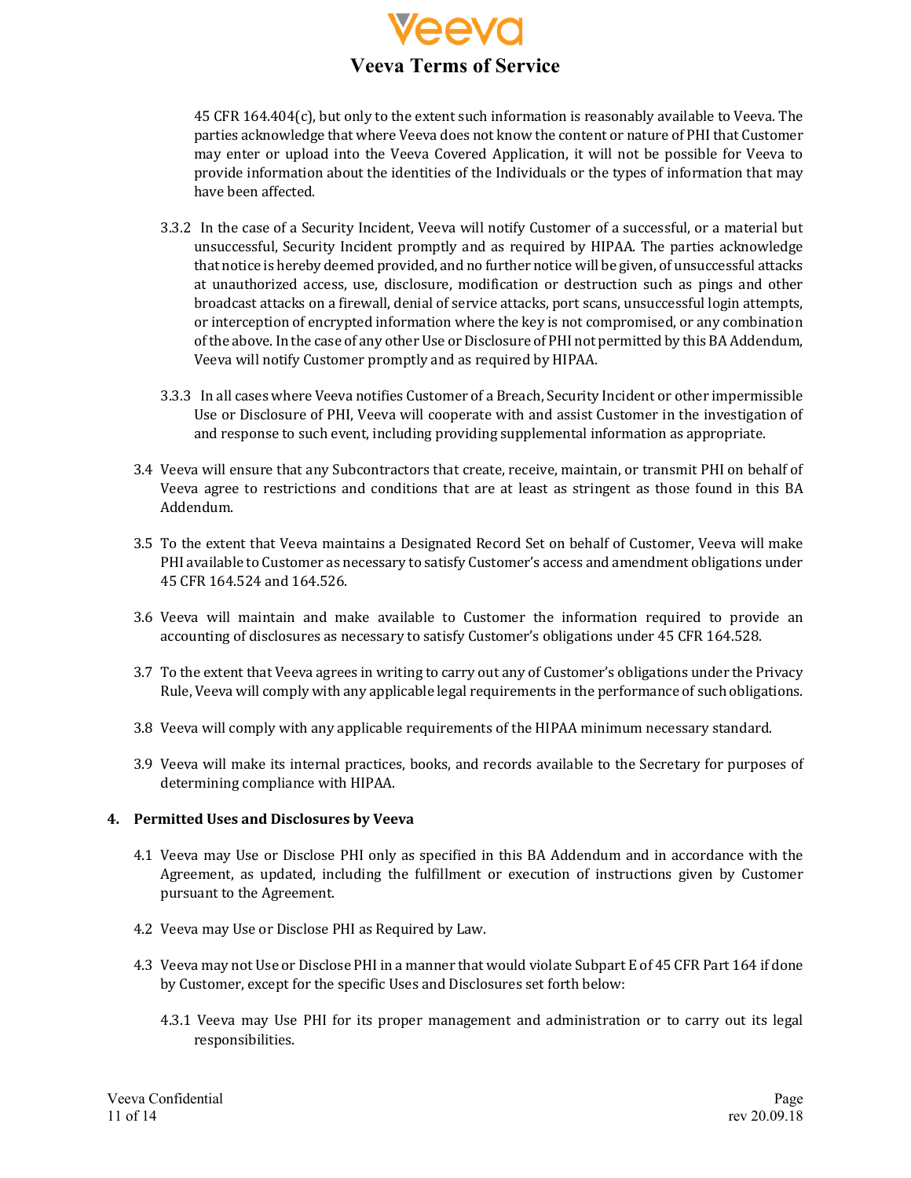45 CFR 164.404(c), but only to the extent such information is reasonably available to Veeva. The parties acknowledge that where Veeva does not know the content or nature of PHI that Customer may enter or upload into the Veeva Covered Application, it will not be possible for Veeva to provide information about the identities of the Individuals or the types of information that may have been affected.

3.3.2 In the case of a Security Incident, Veeva will notify Customer of a successful, or a material but unsuccessful, Security Incident promptly and as required by HIPAA. The parties acknowledge that notice is hereby deemed provided, and no further notice will be given, of unsuccessful attacks at unauthorized access, use, disclosure, modification or destruction such as pings and other broadcast attacks on a firewall, denial of service attacks, port scans, unsuccessful login attempts, or interception of encrypted information where the key is not compromised, or any combination of the above. In the case of any other Use or Disclosure of PHI not permitted by this BA Addendum, Veeva will notify Customer promptly and as required by HIPAA.

3.3.3 In all cases where Veeva notifies Customer of a Breach, Security Incident or other impermissible Use or Disclosure of PHI, Veeva will cooperate with and assist Customer in the investigation of and response to such event, including providing supplemental information as appropriate.

3.4 Veeva will ensure that any Subcontractors that create, receive, maintain, or transmit PHI on behalf of Veeva agree to restrictions and conditions that are at least as stringent as those found in this BA Addendum.

3.5 To the extent that Veeva maintains a Designated Record Set on behalf of Customer, Veeva will make PHI available to Customer as necessary to satisfy Customer's access and amendment obligations under 45 CFR 164.524 and 164.526.

3.6 Veeva will maintain and make available to Customer the information required to provide an accounting of disclosures as necessary to satisfy Customer's obligations under 45 CFR 164.528.

3.7 To the extent that Veeva agrees in writing to carry out any of Customer's obligations under the Privacy Rule, Veeva will comply with any applicable legal requirements in the performance of such obligations.

3.8 Veeva will comply with any applicable requirements of the HIPAA minimum necessary standard.

3.9 Veeva will make its internal practices, books, and records available to the Secretary for purposes of determining compliance with HIPAA.

**4. Permitted Uses and Disclosures by Veeva**

4.1 Veeva may Use or Disclose PHI only as specified in this BA Addendum and in accordance with the Agreement, as updated, including the fulfillment or execution of instructions given by Customer pursuant to the Agreement.

4.2 Veeva may Use or Disclose PHI as Required by Law.

4.3 Veeva may not Use or Disclose PHI in a manner that would violate Subpart E of 45 CFR Part 164 if done by Customer, except for the specific Uses and Disclosures set forth below:

4.3.1 Veeva may Use PHI for its proper management and administration or to carry out its legal responsibilities.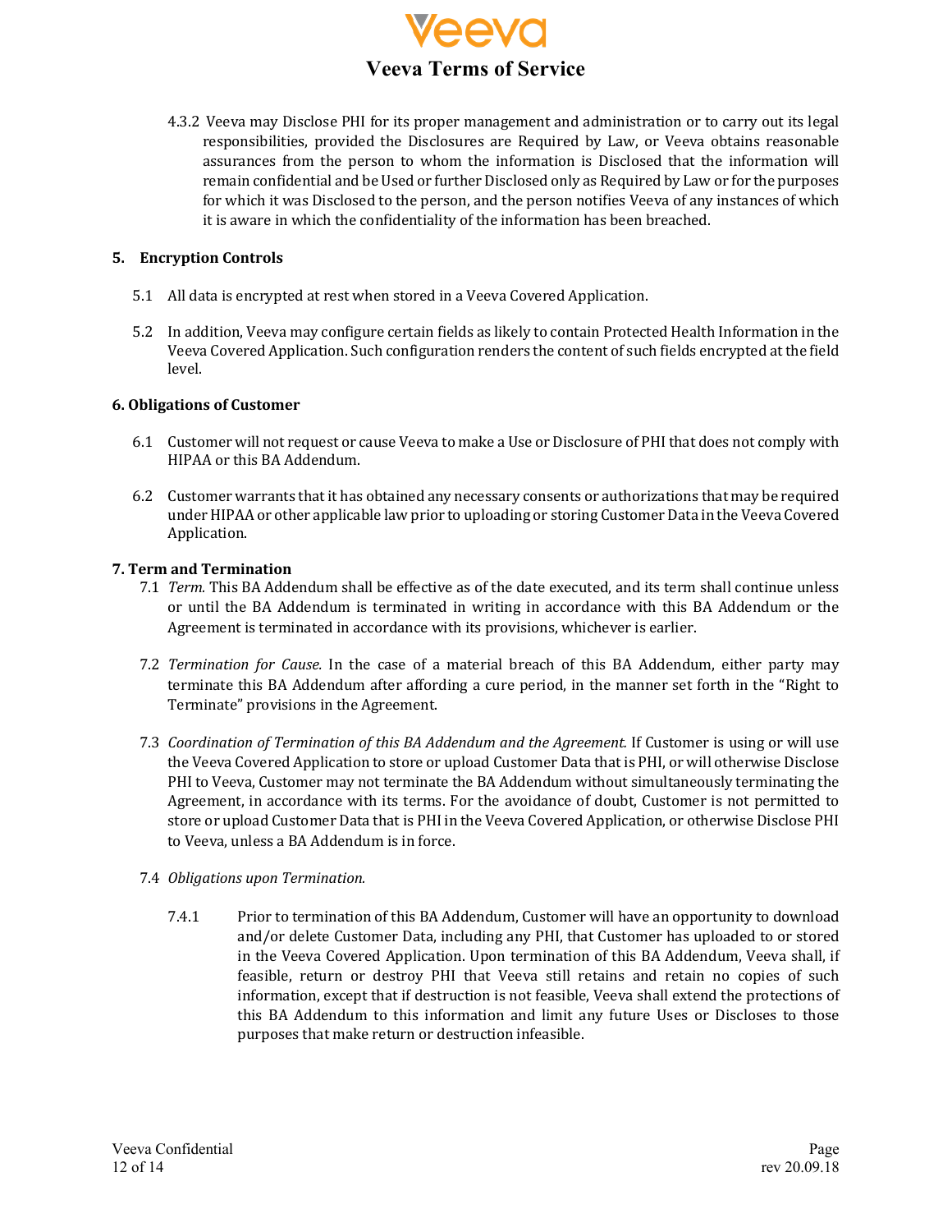4.3.2 Veeva may Disclose PHI for its proper management and administration or to carry out its legal responsibilities, provided the Disclosures are Required by Law, or Veeva obtains reasonable assurances from the person to whom the information is Disclosed that the information will remain confidential and be Used or further Disclosed only as Required by Law or for the purposes for which it was Disclosed to the person, and the person notifies Veeva of any instances of which it is aware in which the confidentiality of the information has been breached.

## 5. Encryption Controls

5.1 All data is encrypted at rest when stored in a Veeva Covered Application.

5.2 In addition, Veeva may configure certain fields as likely to contain Protected Health Information in the Veeva Covered Application. Such configuration renders the content of such fields encrypted at the field level.

## 6. Obligations of Customer

6.1 Customer will not request or cause Veeva to make a Use or Disclosure of PHI that does not comply with HIPAA or this BA Addendum.

6.2 Customer warrants that it has obtained any necessary consents or authorizations that may be required under HIPAA or other applicable law prior to uploading or storing Customer Data in the Veeva Covered Application.

## 7. Term and Termination

7.1 *Term.* This BA Addendum shall be effective as of the date executed, and its term shall continue unless or until the BA Addendum is terminated in writing in accordance with this BA Addendum or the Agreement is terminated in accordance with its provisions, whichever is earlier.

7.2 *Termination for Cause.* In the case of a material breach of this BA Addendum, either party may terminate this BA Addendum after affording a cure period, in the manner set forth in the "Right to Terminate" provisions in the Agreement.

7.3 *Coordination of Termination of this BA Addendum and the Agreement.* If Customer is using or will use the Veeva Covered Application to store or upload Customer Data that is PHI, or will otherwise Disclose PHI to Veeva, Customer may not terminate the BA Addendum without simultaneously terminating the Agreement, in accordance with its terms. For the avoidance of doubt, Customer is not permitted to store or upload Customer Data that is PHI in the Veeva Covered Application, or otherwise Disclose PHI to Veeva, unless a BA Addendum is in force.

7.4 *Obligations upon Termination.*

7.4.1 Prior to termination of this BA Addendum, Customer will have an opportunity to download and/or delete Customer Data, including any PHI, that Customer has uploaded to or stored in the Veeva Covered Application. Upon termination of this BA Addendum, Veeva shall, if feasible, return or destroy PHI that Veeva still retains and retain no copies of such information, except that if destruction is not feasible, Veeva shall extend the protections of this BA Addendum to this information and limit any future Uses or Discloses to those purposes that make return or destruction infeasible.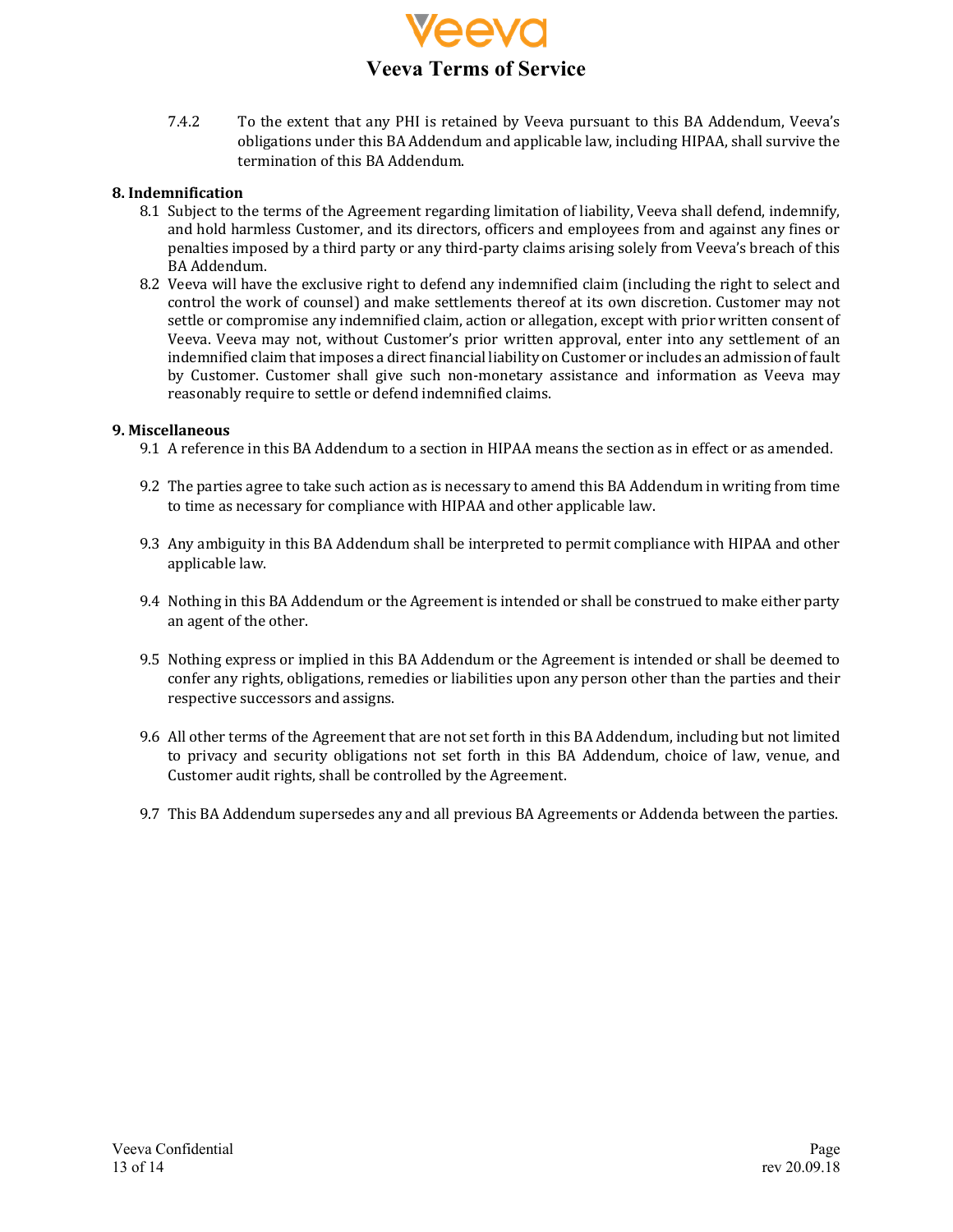7.4.2 To the extent that any PHI is retained by Veeva pursuant to this BA Addendum, Veeva's obligations under this BA Addendum and applicable law, including HIPAA, shall survive the termination of this BA Addendum.

**8. Indemnification**

8.1 Subject to the terms of the Agreement regarding limitation of liability, Veeva shall defend, indemnify, and hold harmless Customer, and its directors, officers and employees from and against any fines or penalties imposed by a third party or any third-party claims arising solely from Veeva's breach of this BA Addendum.

8.2 Veeva will have the exclusive right to defend any indemnified claim (including the right to select and control the work of counsel) and make settlements thereof at its own discretion. Customer may not settle or compromise any indemnified claim, action or allegation, except with prior written consent of Veeva. Veeva may not, without Customer's prior written approval, enter into any settlement of an indemnified claim that imposes a direct financial liability on Customer or includes an admission of fault by Customer. Customer shall give such non-monetary assistance and information as Veeva may reasonably require to settle or defend indemnified claims.

**9. Miscellaneous**

9.1 A reference in this BA Addendum to a section in HIPAA means the section as in effect or as amended.

9.2 The parties agree to take such action as is necessary to amend this BA Addendum in writing from time to time as necessary for compliance with HIPAA and other applicable law.

9.3 Any ambiguity in this BA Addendum shall be interpreted to permit compliance with HIPAA and other applicable law.

9.4 Nothing in this BA Addendum or the Agreement is intended or shall be construed to make either party an agent of the other.

9.5 Nothing express or implied in this BA Addendum or the Agreement is intended or shall be deemed to confer any rights, obligations, remedies or liabilities upon any person other than the parties and their respective successors and assigns.

9.6 All other terms of the Agreement that are not set forth in this BA Addendum, including but not limited to privacy and security obligations not set forth in this BA Addendum, choice of law, venue, and Customer audit rights, shall be controlled by the Agreement.

9.7 This BA Addendum supersedes any and all previous BA Agreements or Addenda between the parties.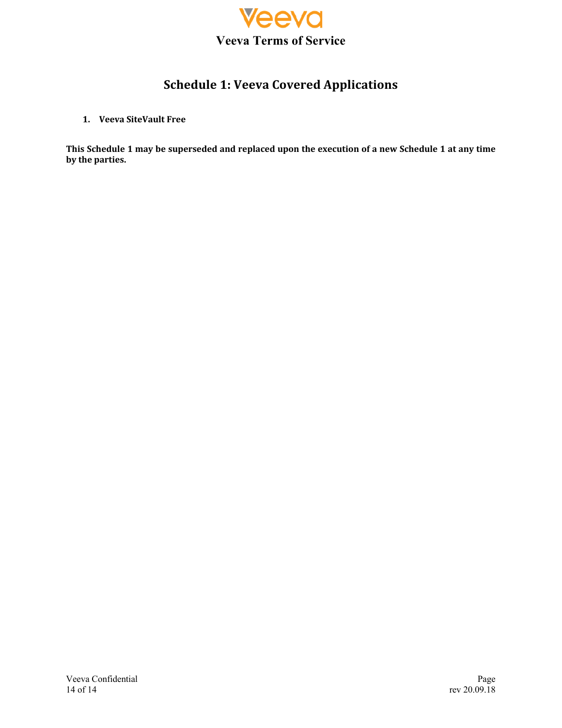# Schedule 1: Veeva Covered Applications

1. **Veeva SiteVault Free**

**This Schedule 1 may be superseded and replaced upon the execution of a new Schedule 1 at any time by the parties.**